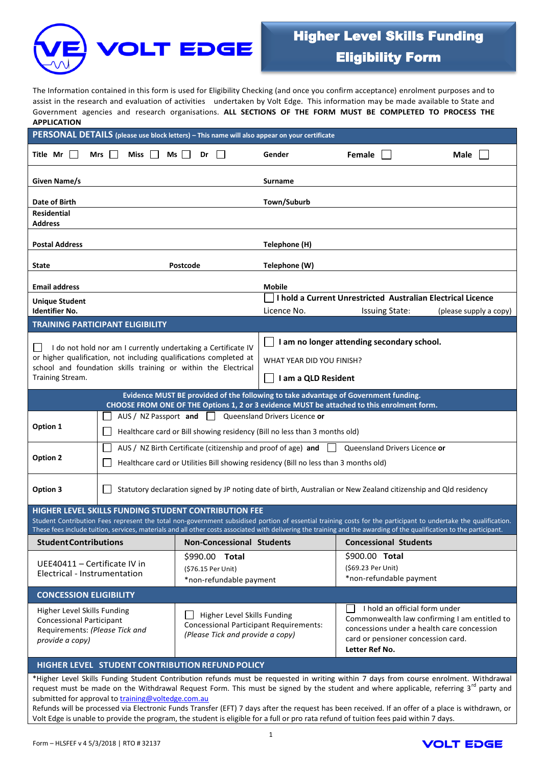VOLT EDGE

# Higher Level Skills Funding Eligibility Form

The Information contained in this form is used for Eligibility Checking (and once you confirm acceptance) enrolment purposes and to assist in the research and evaluation of activities undertaken by Volt Edge. This information may be made available to State and Government agencies and research organisations. **ALL SECTIONS OF THE FORM MUST BE COMPLETED TO PROCESS THE APPLICATION**

## PERSONAL DETAILS (please use block letters) – This name will also appear on your certificate

| | | | |
|---|---|---|---|
| **Title** Mr ☐ Mrs ☐ Miss ☐ Ms ☐ Dr ☐ | | **Gender** | Female ☐ Male ☐ |
| **Given Name/s** | | **Surname** | |
| **Date of Birth** | | **Town/Suburb** | |
| **Residential Address** | | | |
| **Postal Address** | | **Telephone (H)** | |
| **State** | **Postcode** | **Telephone (W)** | |
| **Email address** | | **Mobile** | |
| **Unique Student Identifier No.** | | ☐ **I hold a Current Unrestricted Australian Electrical Licence**<br>Licence No. Issuing State: (please supply a copy) | |

## TRAINING PARTICIPANT ELIGIBILITY

| | |
|---|---|
| ☐ I do not hold nor am I currently undertaking a Certificate IV or higher qualification, not including qualifications completed at school and foundation skills training or within the Electrical Training Stream. | ☐ **I am no longer attending secondary school.**<br>WHAT YEAR DID YOU FINISH?<br>☐ **I am a QLD Resident** |

**Evidence MUST BE provided of the following to take advantage of Government funding. CHOOSE FROM ONE OF THE Options 1, 2 or 3 evidence MUST be attached to this enrolment form.**

| | |
|---|---|
| **Option 1** | ☐ AUS / NZ Passport **and** ☐ Queensland Drivers Licence **or**<br>☐ Healthcare card or Bill showing residency (Bill no less than 3 months old) |
| **Option 2** | ☐ AUS / NZ Birth Certificate (citizenship and proof of age) **and** ☐ Queensland Drivers Licence **or**<br>☐ Healthcare card or Utilities Bill showing residency (Bill no less than 3 months old) |
| **Option 3** | ☐ Statutory declaration signed by JP noting date of birth, Australian or New Zealand citizenship and Qld residency |

## HIGHER LEVEL SKILLS FUNDING STUDENT CONTRIBUTION FEE

Student Contribution Fees represent the total non-government subsidised portion of essential training costs for the participant to undertake the qualification. These fees include tuition, services, materials and all other costs associated with delivering the training and the awarding of the qualification to the participant.

| **Student Contributions** | **Non-Concessional Students** | **Concessional Students** |
|---|---|---|
| UEE40411 – Certificate IV in Electrical - Instrumentation | $990.00 **Total**<br>($76.15 Per Unit)<br>*non-refundable payment | $900.00 **Total**<br>($69.23 Per Unit)<br>*non-refundable payment |

## CONCESSION ELIGIBILITY

| | | |
|---|---|---|
| Higher Level Skills Funding Concessional Participant Requirements: *(Please Tick and provide a copy)* | ☐ Higher Level Skills Funding Concessional Participant Requirements: *(Please Tick and provide a copy)* | ☐ I hold an official form under Commonwealth law confirming I am entitled to concessions under a health care concession card or pensioner concession card.<br>**Letter Ref No.** |

## HIGHER LEVEL STUDENT CONTRIBUTION REFUND POLICY

*Higher Level Skills Funding Student Contribution refunds must be requested in writing within 7 days from course enrolment. Withdrawal request must be made on the Withdrawal Request Form. This must be signed by the student and where applicable, referring 3rd party and submitted for approval to training@voltedge.com.au

Refunds will be processed via Electronic Funds Transfer (EFT) 7 days after the request has been received. If an offer of a place is withdrawn, or Volt Edge is unable to provide the program, the student is eligible for a full or pro rata refund of tuition fees paid within 7 days.

Form – HLSFEF v 4 5/3/2018 | RTO # 32137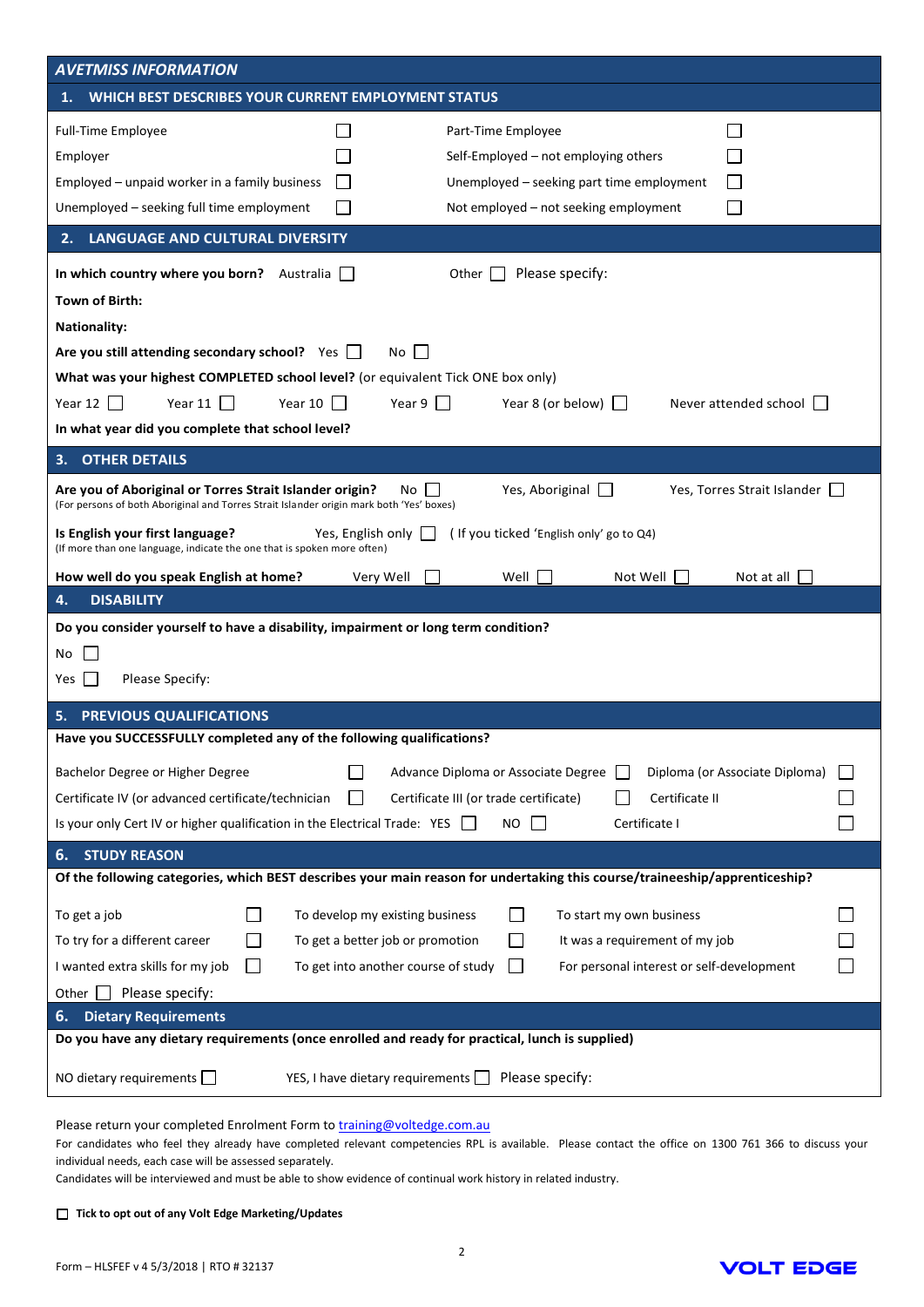## AVETMISS INFORMATION

### 1. WHICH BEST DESCRIBES YOUR CURRENT EMPLOYMENT STATUS

| | | | |
|---|---|---|---|
| Full-Time Employee | ☐ | Part-Time Employee | ☐ |
| Employer | ☐ | Self-Employed – not employing others | ☐ |
| Employed – unpaid worker in a family business | ☐ | Unemployed – seeking part time employment | ☐ |
| Unemployed – seeking full time employment | ☐ | Not employed – not seeking employment | ☐ |

### 2. LANGUAGE AND CULTURAL DIVERSITY

**In which country where you born?** Australia ☐ Other ☐ Please specify:

**Town of Birth:**

**Nationality:**

**Are you still attending secondary school?** Yes ☐ No ☐

**What was your highest COMPLETED school level?** (or equivalent Tick ONE box only)

Year 12 ☐ Year 11 ☐ Year 10 ☐ Year 9 ☐ Year 8 (or below) ☐ Never attended school ☐

**In what year did you complete that school level?**

### 3. OTHER DETAILS

**Are you of Aboriginal or Torres Strait Islander origin?** No ☐ Yes, Aboriginal ☐ Yes, Torres Strait Islander ☐
(For persons of both Aboriginal and Torres Strait Islander origin mark both 'Yes' boxes)

**Is English your first language?** Yes, English only ☐ ( If you ticked 'English only' go to Q4)
(If more than one language, indicate the one that is spoken more often)

**How well do you speak English at home?** Very Well ☐ Well ☐ Not Well ☐ Not at all ☐

### 4. DISABILITY

**Do you consider yourself to have a disability, impairment or long term condition?**

No ☐

Yes ☐ Please Specify:

### 5. PREVIOUS QUALIFICATIONS

**Have you SUCCESSFULLY completed any of the following qualifications?**

| | | | | | |
|---|---|---|---|---|---|
| Bachelor Degree or Higher Degree | ☐ | Advance Diploma or Associate Degree | ☐ | Diploma (or Associate Diploma) | ☐ |
| Certificate IV (or advanced certificate/technician | ☐ | Certificate III (or trade certificate) | ☐ | Certificate II | ☐ |
| Is your only Cert IV or higher qualification in the Electrical Trade: YES | ☐ | NO | ☐ | Certificate I | ☐ |

### 6. STUDY REASON

**Of the following categories, which BEST describes your main reason for undertaking this course/traineeship/apprenticeship?**

| | | | | | |
|---|---|---|---|---|---|
| To get a job | ☐ | To develop my existing business | ☐ | To start my own business | ☐ |
| To try for a different career | ☐ | To get a better job or promotion | ☐ | It was a requirement of my job | ☐ |
| I wanted extra skills for my job | ☐ | To get into another course of study | ☐ | For personal interest or self-development | ☐ |

Other ☐ Please specify:

### 6. Dietary Requirements

**Do you have any dietary requirements (once enrolled and ready for practical, lunch is supplied)**

NO dietary requirements ☐ YES, I have dietary requirements ☐ Please specify:

Please return your completed Enrolment Form to training@voltedge.com.au

For candidates who feel they already have completed relevant competencies RPL is available. Please contact the office on 1300 761 366 to discuss your individual needs, each case will be assessed separately.

Candidates will be interviewed and must be able to show evidence of continual work history in related industry.

☐ **Tick to opt out of any Volt Edge Marketing/Updates**

Form – HLSFEF v 4 5/3/2018 | RTO # 32137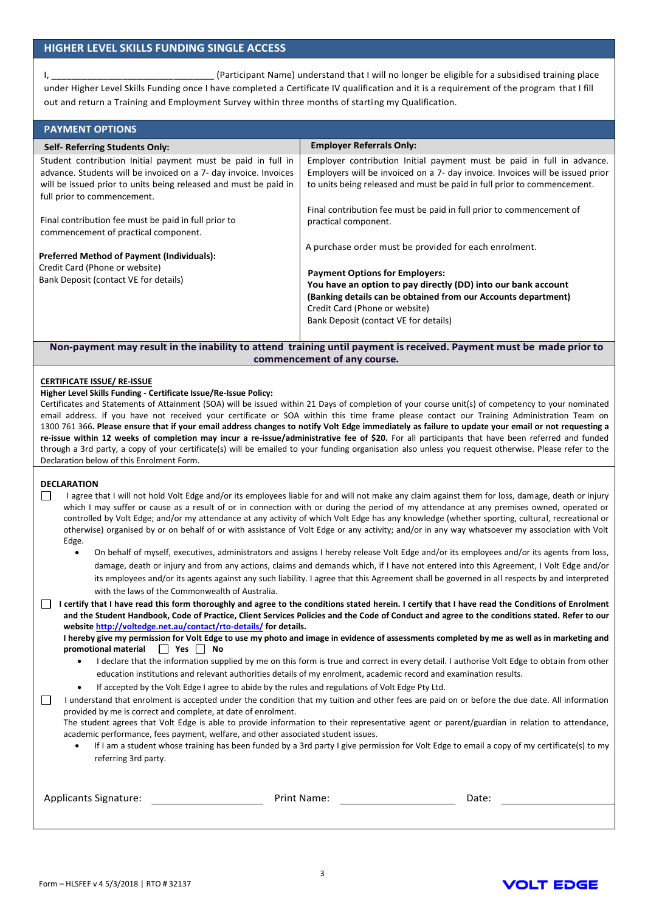## HIGHER LEVEL SKILLS FUNDING SINGLE ACCESS

I, ________________________________ (Participant Name) understand that I will no longer be eligible for a subsidised training place under Higher Level Skills Funding once I have completed a Certificate IV qualification and it is a requirement of the program that I fill out and return a Training and Employment Survey within three months of starting my Qualification.

## PAYMENT OPTIONS

| Self- Referring Students Only: | Employer Referrals Only: |
|---|---|
| Student contribution Initial payment must be paid in full in advance. Students will be invoiced on a 7- day invoice. Invoices will be issued prior to units being released and must be paid in full prior to commencement.<br><br>Final contribution fee must be paid in full prior to commencement of practical component.<br><br>**Preferred Method of Payment (Individuals):**<br>Credit Card (Phone or website)<br>Bank Deposit (contact VE for details) | Employer contribution Initial payment must be paid in full in advance. Employers will be invoiced on a 7- day invoice. Invoices will be issued prior to units being released and must be paid in full prior to commencement.<br><br>Final contribution fee must be paid in full prior to commencement of practical component.<br><br>A purchase order must be provided for each enrolment.<br><br>**Payment Options for Employers:**<br>**You have an option to pay directly (DD) into our bank account (Banking details can be obtained from our Accounts department)**<br>Credit Card (Phone or website)<br>Bank Deposit (contact VE for details) |

**Non-payment may result in the inability to attend training until payment is received. Payment must be made prior to commencement of any course.**

**CERTIFICATE ISSUE/ RE-ISSUE**

**Higher Level Skills Funding - Certificate Issue/Re-Issue Policy:**
Certificates and Statements of Attainment (SOA) will be issued within 21 Days of completion of your course unit(s) of competency to your nominated email address. If you have not received your certificate or SOA within this time frame please contact our Training Administration Team on 1300 761 366. **Please ensure that if your email address changes to notify Volt Edge immediately as failure to update your email or not requesting a re-issue within 12 weeks of completion may incur a re-issue/administrative fee of $20.** For all participants that have been referred and funded through a 3rd party, a copy of your certificate(s) will be emailed to your funding organisation also unless you request otherwise. Please refer to the Declaration below of this Enrolment Form.

**DECLARATION**

☐ I agree that I will not hold Volt Edge and/or its employees liable for and will not make any claim against them for loss, damage, death or injury which I may suffer or cause as a result of or in connection with or during the period of my attendance at any premises owned, operated or controlled by Volt Edge; and/or my attendance at any activity of which Volt Edge has any knowledge (whether sporting, cultural, recreational or otherwise) organised by or on behalf of or with assistance of Volt Edge or any activity; and/or in any way whatsoever my association with Volt Edge.

- On behalf of myself, executives, administrators and assigns I hereby release Volt Edge and/or its employees and/or its agents from loss, damage, death or injury and from any actions, claims and demands which, if I have not entered into this Agreement, I Volt Edge and/or its employees and/or its agents against any such liability. I agree that this Agreement shall be governed in all respects by and interpreted with the laws of the Commonwealth of Australia.

☐ **I certify that I have read this form thoroughly and agree to the conditions stated herein. I certify that I have read the Conditions of Enrolment and the Student Handbook, Code of Practice, Client Services Policies and the Code of Conduct and agree to the conditions stated. Refer to our website http://voltedge.net.au/contact/rto-details/ for details.**
**I hereby give my permission for Volt Edge to use my photo and image in evidence of assessments completed by me as well as in marketing and promotional material** ☐ **Yes** ☐ **No**

- I declare that the information supplied by me on this form is true and correct in every detail. I authorise Volt Edge to obtain from other education institutions and relevant authorities details of my enrolment, academic record and examination results.
- If accepted by the Volt Edge I agree to abide by the rules and regulations of Volt Edge Pty Ltd.

☐ I understand that enrolment is accepted under the condition that my tuition and other fees are paid on or before the due date. All information provided by me is correct and complete, at date of enrolment.
The student agrees that Volt Edge is able to provide information to their representative agent or parent/guardian in relation to attendance, academic performance, fees payment, welfare, and other associated student issues.

- If I am a student whose training has been funded by a 3rd party I give permission for Volt Edge to email a copy of my certificate(s) to my referring 3rd party.

Applicants Signature: ____________________ Print Name: ____________________ Date: ____________________

Form – HLSFEF v 4 5/3/2018 | RTO # 32137

VOLT EDGE